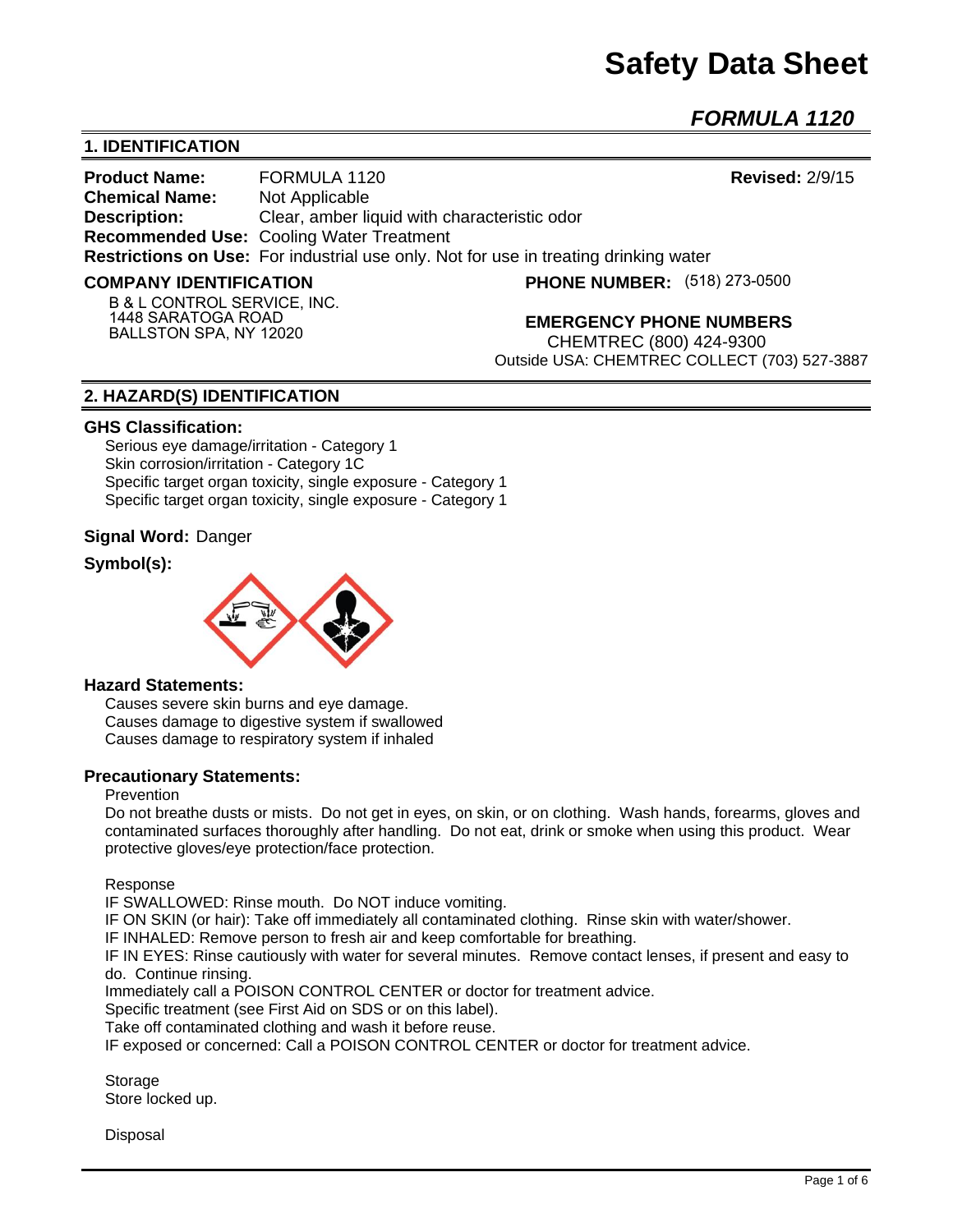# Safety Data Sheet

## *FORMULA 1120*

## 1. IDENTIFICATION

**Product Name:** FORMULA 1120 **Revised:** 2/9/15
**Chemical Name:** Not Applicable
**Description:** Clear, amber liquid with characteristic odor
**Recommended Use:** Cooling Water Treatment
**Restrictions on Use:** For industrial use only. Not for use in treating drinking water

**COMPANY IDENTIFICATION**

B & L CONTROL SERVICE, INC.
1448 SARATOGA ROAD
BALLSTON SPA, NY 12020

**PHONE NUMBER:** (518) 273-0500

**EMERGENCY PHONE NUMBERS**

CHEMTREC (800) 424-9300
Outside USA: CHEMTREC COLLECT (703) 527-3887

## 2. HAZARD(S) IDENTIFICATION

### GHS Classification:

Serious eye damage/irritation - Category 1
Skin corrosion/irritation - Category 1C
Specific target organ toxicity, single exposure - Category 1
Specific target organ toxicity, single exposure - Category 1

**Signal Word:** Danger

**Symbol(s):**

### Hazard Statements:

Causes severe skin burns and eye damage.
Causes damage to digestive system if swallowed
Causes damage to respiratory system if inhaled

### Precautionary Statements:

Prevention

Do not breathe dusts or mists. Do not get in eyes, on skin, or on clothing. Wash hands, forearms, gloves and contaminated surfaces thoroughly after handling. Do not eat, drink or smoke when using this product. Wear protective gloves/eye protection/face protection.

Response

IF SWALLOWED: Rinse mouth. Do NOT induce vomiting.
IF ON SKIN (or hair): Take off immediately all contaminated clothing. Rinse skin with water/shower.
IF INHALED: Remove person to fresh air and keep comfortable for breathing.
IF IN EYES: Rinse cautiously with water for several minutes. Remove contact lenses, if present and easy to do. Continue rinsing.
Immediately call a POISON CONTROL CENTER or doctor for treatment advice.
Specific treatment (see First Aid on SDS or on this label).
Take off contaminated clothing and wash it before reuse.
IF exposed or concerned: Call a POISON CONTROL CENTER or doctor for treatment advice.

Storage

Store locked up.

Disposal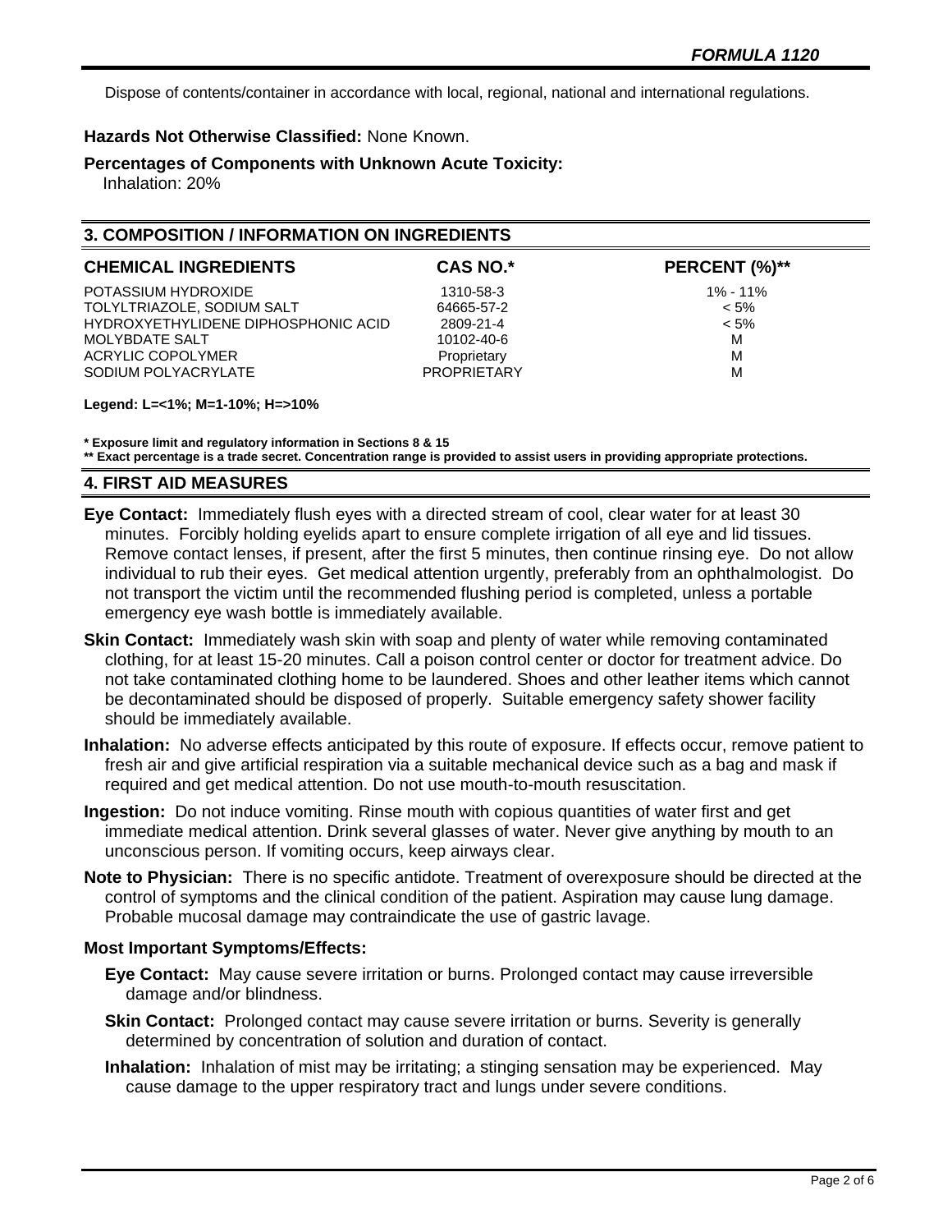Dispose of contents/container in accordance with local, regional, national and international regulations.

**Hazards Not Otherwise Classified:** None Known.

**Percentages of Components with Unknown Acute Toxicity:**
Inhalation: 20%

## 3. COMPOSITION / INFORMATION ON INGREDIENTS

| CHEMICAL INGREDIENTS | CAS NO.* | PERCENT (%)** |
|---|---|---|
| POTASSIUM HYDROXIDE | 1310-58-3 | 1% - 11% |
| TOLYLTRIAZOLE, SODIUM SALT | 64665-57-2 | < 5% |
| HYDROXYETHYLIDENE DIPHOSPHONIC ACID | 2809-21-4 | < 5% |
| MOLYBDATE SALT | 10102-40-6 | M |
| ACRYLIC COPOLYMER | Proprietary | M |
| SODIUM POLYACRYLATE | PROPRIETARY | M |

**Legend: L=<1%; M=1-10%; H=>10%**

**\* Exposure limit and regulatory information in Sections 8 & 15**
**\*\* Exact percentage is a trade secret. Concentration range is provided to assist users in providing appropriate protections.**

## 4. FIRST AID MEASURES

**Eye Contact:** Immediately flush eyes with a directed stream of cool, clear water for at least 30 minutes. Forcibly holding eyelids apart to ensure complete irrigation of all eye and lid tissues. Remove contact lenses, if present, after the first 5 minutes, then continue rinsing eye. Do not allow individual to rub their eyes. Get medical attention urgently, preferably from an ophthalmologist. Do not transport the victim until the recommended flushing period is completed, unless a portable emergency eye wash bottle is immediately available.

**Skin Contact:** Immediately wash skin with soap and plenty of water while removing contaminated clothing, for at least 15-20 minutes. Call a poison control center or doctor for treatment advice. Do not take contaminated clothing home to be laundered. Shoes and other leather items which cannot be decontaminated should be disposed of properly. Suitable emergency safety shower facility should be immediately available.

**Inhalation:** No adverse effects anticipated by this route of exposure. If effects occur, remove patient to fresh air and give artificial respiration via a suitable mechanical device such as a bag and mask if required and get medical attention. Do not use mouth-to-mouth resuscitation.

**Ingestion:** Do not induce vomiting. Rinse mouth with copious quantities of water first and get immediate medical attention. Drink several glasses of water. Never give anything by mouth to an unconscious person. If vomiting occurs, keep airways clear.

**Note to Physician:** There is no specific antidote. Treatment of overexposure should be directed at the control of symptoms and the clinical condition of the patient. Aspiration may cause lung damage. Probable mucosal damage may contraindicate the use of gastric lavage.

### Most Important Symptoms/Effects:

**Eye Contact:** May cause severe irritation or burns. Prolonged contact may cause irreversible damage and/or blindness.

**Skin Contact:** Prolonged contact may cause severe irritation or burns. Severity is generally determined by concentration of solution and duration of contact.

**Inhalation:** Inhalation of mist may be irritating; a stinging sensation may be experienced. May cause damage to the upper respiratory tract and lungs under severe conditions.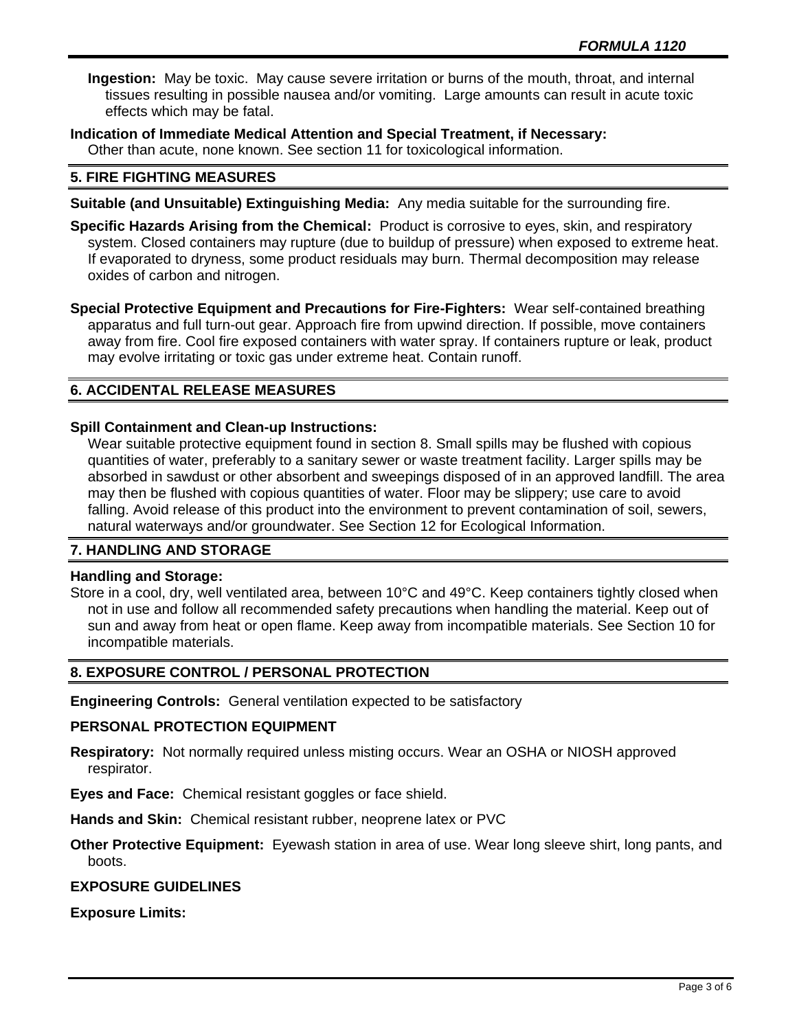**Ingestion:** May be toxic. May cause severe irritation or burns of the mouth, throat, and internal tissues resulting in possible nausea and/or vomiting. Large amounts can result in acute toxic effects which may be fatal.

**Indication of Immediate Medical Attention and Special Treatment, if Necessary:**
Other than acute, none known. See section 11 for toxicological information.

## 5. FIRE FIGHTING MEASURES

**Suitable (and Unsuitable) Extinguishing Media:** Any media suitable for the surrounding fire.

**Specific Hazards Arising from the Chemical:** Product is corrosive to eyes, skin, and respiratory system. Closed containers may rupture (due to buildup of pressure) when exposed to extreme heat. If evaporated to dryness, some product residuals may burn. Thermal decomposition may release oxides of carbon and nitrogen.

**Special Protective Equipment and Precautions for Fire-Fighters:** Wear self-contained breathing apparatus and full turn-out gear. Approach fire from upwind direction. If possible, move containers away from fire. Cool fire exposed containers with water spray. If containers rupture or leak, product may evolve irritating or toxic gas under extreme heat. Contain runoff.

## 6. ACCIDENTAL RELEASE MEASURES

**Spill Containment and Clean-up Instructions:**
Wear suitable protective equipment found in section 8. Small spills may be flushed with copious quantities of water, preferably to a sanitary sewer or waste treatment facility. Larger spills may be absorbed in sawdust or other absorbent and sweepings disposed of in an approved landfill. The area may then be flushed with copious quantities of water. Floor may be slippery; use care to avoid falling. Avoid release of this product into the environment to prevent contamination of soil, sewers, natural waterways and/or groundwater. See Section 12 for Ecological Information.

## 7. HANDLING AND STORAGE

**Handling and Storage:**
Store in a cool, dry, well ventilated area, between 10°C and 49°C. Keep containers tightly closed when not in use and follow all recommended safety precautions when handling the material. Keep out of sun and away from heat or open flame. Keep away from incompatible materials. See Section 10 for incompatible materials.

## 8. EXPOSURE CONTROL / PERSONAL PROTECTION

**Engineering Controls:** General ventilation expected to be satisfactory

**PERSONAL PROTECTION EQUIPMENT**

**Respiratory:** Not normally required unless misting occurs. Wear an OSHA or NIOSH approved respirator.

**Eyes and Face:** Chemical resistant goggles or face shield.

**Hands and Skin:** Chemical resistant rubber, neoprene latex or PVC

**Other Protective Equipment:** Eyewash station in area of use. Wear long sleeve shirt, long pants, and boots.

**EXPOSURE GUIDELINES**

**Exposure Limits:**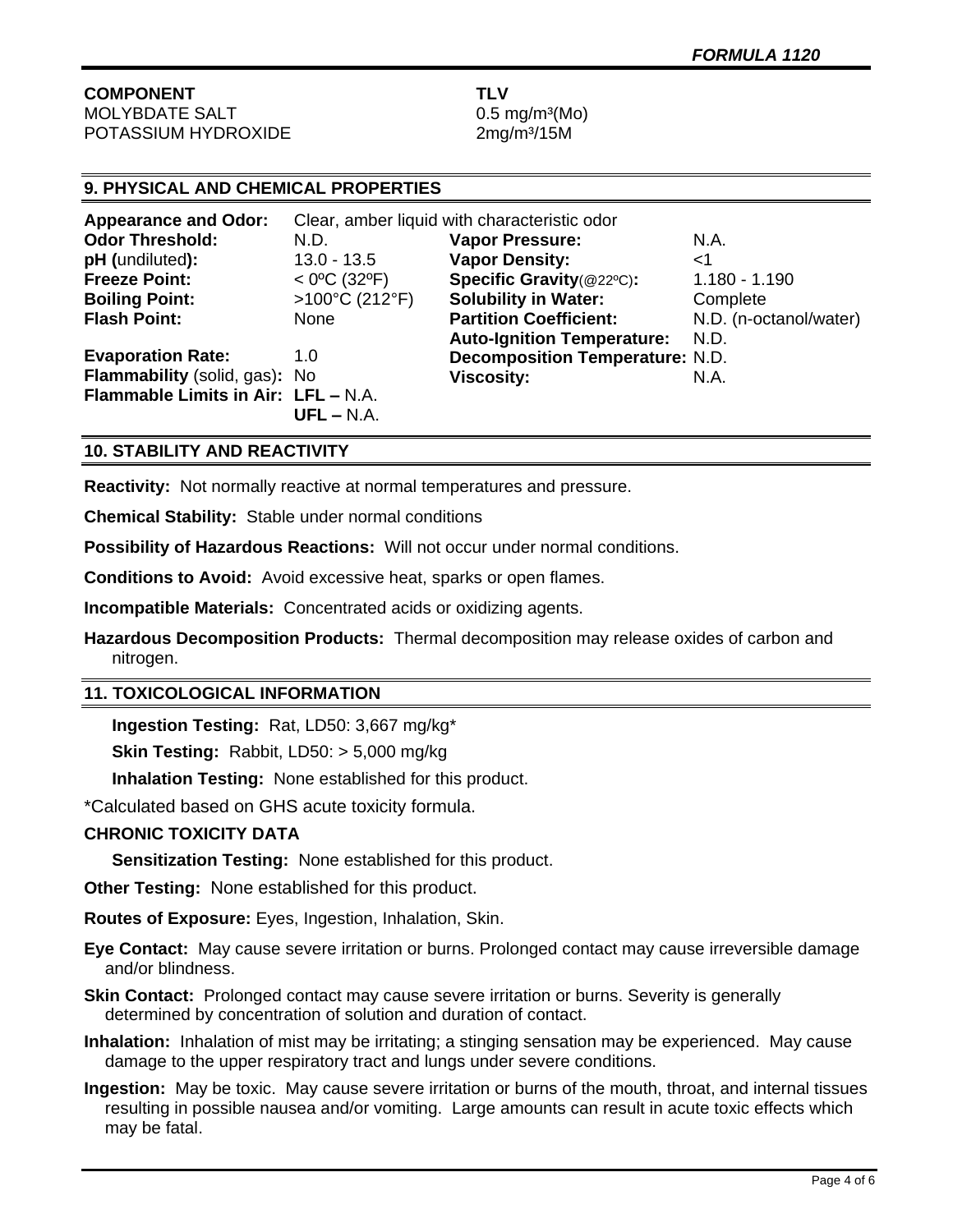| COMPONENT | TLV |
|---|---|
| MOLYBDATE SALT | 0.5 mg/m³(Mo) |
| POTASSIUM HYDROXIDE | 2mg/m³/15M |

## 9. PHYSICAL AND CHEMICAL PROPERTIES

**Appearance and Odor:** Clear, amber liquid with characteristic odor

| | | | |
|---|---|---|---|
| **Odor Threshold:** | N.D. | **Vapor Pressure:** | N.A. |
| **pH** (undiluted)**:** | 13.0 - 13.5 | **Vapor Density:** | <1 |
| **Freeze Point:** | < 0ºC (32ºF) | **Specific Gravity**(@22ºC)**:** | 1.180 - 1.190 |
| **Boiling Point:** | >100°C (212°F) | **Solubility in Water:** | Complete |
| **Flash Point:** | None | **Partition Coefficient:** | N.D. (n-octanol/water) |
| | | **Auto-Ignition Temperature:** | N.D. |
| **Evaporation Rate:** | 1.0 | **Decomposition Temperature:** | N.D. |
| **Flammability** (solid, gas)**:** | No | **Viscosity:** | N.A. |
| **Flammable Limits in Air:** | **LFL –** N.A. **UFL –** N.A. | | |

## 10. STABILITY AND REACTIVITY

**Reactivity:** Not normally reactive at normal temperatures and pressure.

**Chemical Stability:** Stable under normal conditions

**Possibility of Hazardous Reactions:** Will not occur under normal conditions.

**Conditions to Avoid:** Avoid excessive heat, sparks or open flames.

**Incompatible Materials:** Concentrated acids or oxidizing agents.

**Hazardous Decomposition Products:** Thermal decomposition may release oxides of carbon and nitrogen.

## 11. TOXICOLOGICAL INFORMATION

**Ingestion Testing:** Rat, LD50: 3,667 mg/kg*

**Skin Testing:** Rabbit, LD50: > 5,000 mg/kg

**Inhalation Testing:** None established for this product.

*Calculated based on GHS acute toxicity formula.

**CHRONIC TOXICITY DATA**

**Sensitization Testing:** None established for this product.

**Other Testing:** None established for this product.

**Routes of Exposure:** Eyes, Ingestion, Inhalation, Skin.

**Eye Contact:** May cause severe irritation or burns. Prolonged contact may cause irreversible damage and/or blindness.

**Skin Contact:** Prolonged contact may cause severe irritation or burns. Severity is generally determined by concentration of solution and duration of contact.

**Inhalation:** Inhalation of mist may be irritating; a stinging sensation may be experienced. May cause damage to the upper respiratory tract and lungs under severe conditions.

**Ingestion:** May be toxic. May cause severe irritation or burns of the mouth, throat, and internal tissues resulting in possible nausea and/or vomiting. Large amounts can result in acute toxic effects which may be fatal.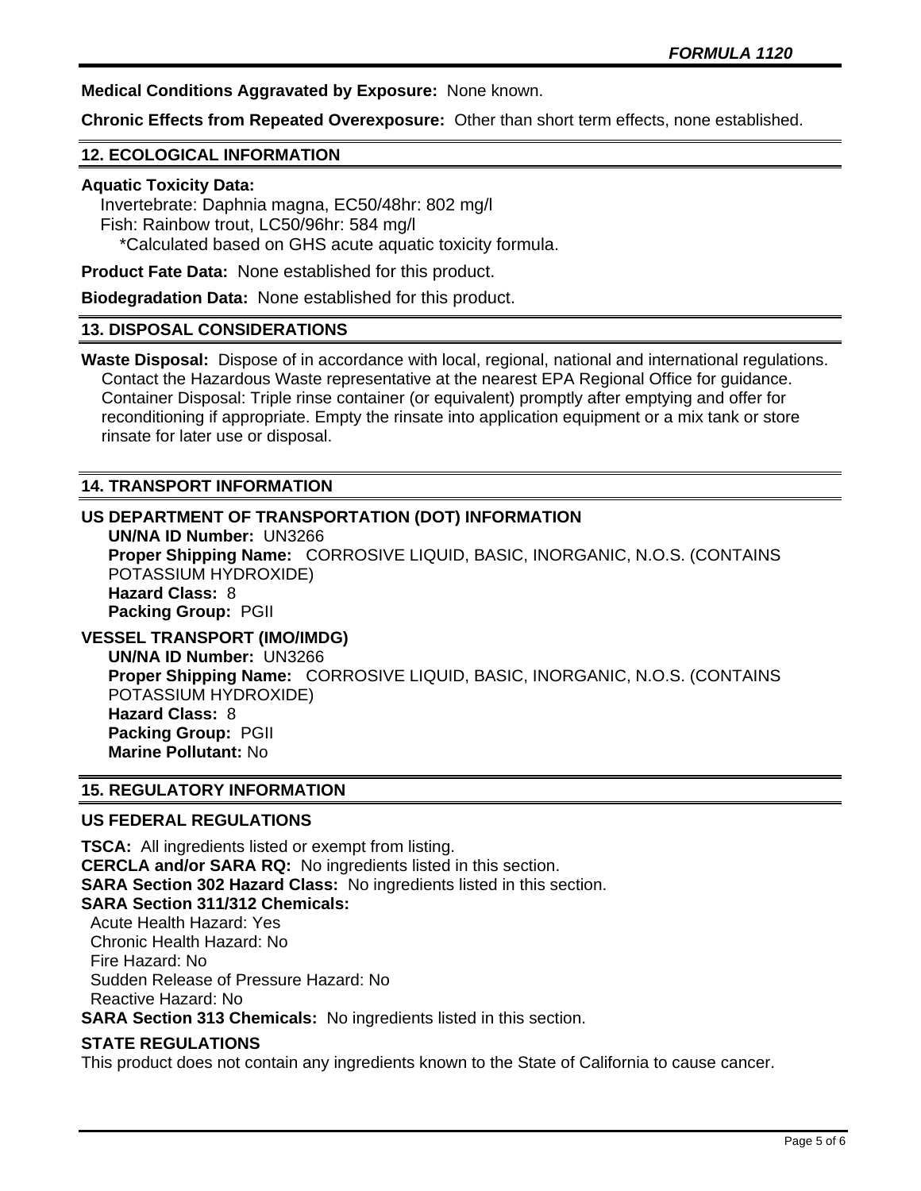**Medical Conditions Aggravated by Exposure:** None known.

**Chronic Effects from Repeated Overexposure:** Other than short term effects, none established.

## 12. ECOLOGICAL INFORMATION

**Aquatic Toxicity Data:**

Invertebrate: Daphnia magna, EC50/48hr: 802 mg/l
Fish: Rainbow trout, LC50/96hr: 584 mg/l
*Calculated based on GHS acute aquatic toxicity formula.

**Product Fate Data:** None established for this product.

**Biodegradation Data:** None established for this product.

## 13. DISPOSAL CONSIDERATIONS

**Waste Disposal:** Dispose of in accordance with local, regional, national and international regulations. Contact the Hazardous Waste representative at the nearest EPA Regional Office for guidance. Container Disposal: Triple rinse container (or equivalent) promptly after emptying and offer for reconditioning if appropriate. Empty the rinsate into application equipment or a mix tank or store rinsate for later use or disposal.

## 14. TRANSPORT INFORMATION

### US DEPARTMENT OF TRANSPORTATION (DOT) INFORMATION

**UN/NA ID Number:** UN3266
**Proper Shipping Name:** CORROSIVE LIQUID, BASIC, INORGANIC, N.O.S. (CONTAINS POTASSIUM HYDROXIDE)
**Hazard Class:** 8
**Packing Group:** PGII

### VESSEL TRANSPORT (IMO/IMDG)

**UN/NA ID Number:** UN3266
**Proper Shipping Name:** CORROSIVE LIQUID, BASIC, INORGANIC, N.O.S. (CONTAINS POTASSIUM HYDROXIDE)
**Hazard Class:** 8
**Packing Group:** PGII
**Marine Pollutant:** No

## 15. REGULATORY INFORMATION

### US FEDERAL REGULATIONS

**TSCA:** All ingredients listed or exempt from listing.
**CERCLA and/or SARA RQ:** No ingredients listed in this section.
**SARA Section 302 Hazard Class:** No ingredients listed in this section.
**SARA Section 311/312 Chemicals:**
Acute Health Hazard: Yes
Chronic Health Hazard: No
Fire Hazard: No
Sudden Release of Pressure Hazard: No
Reactive Hazard: No
**SARA Section 313 Chemicals:** No ingredients listed in this section.

### STATE REGULATIONS

This product does not contain any ingredients known to the State of California to cause cancer.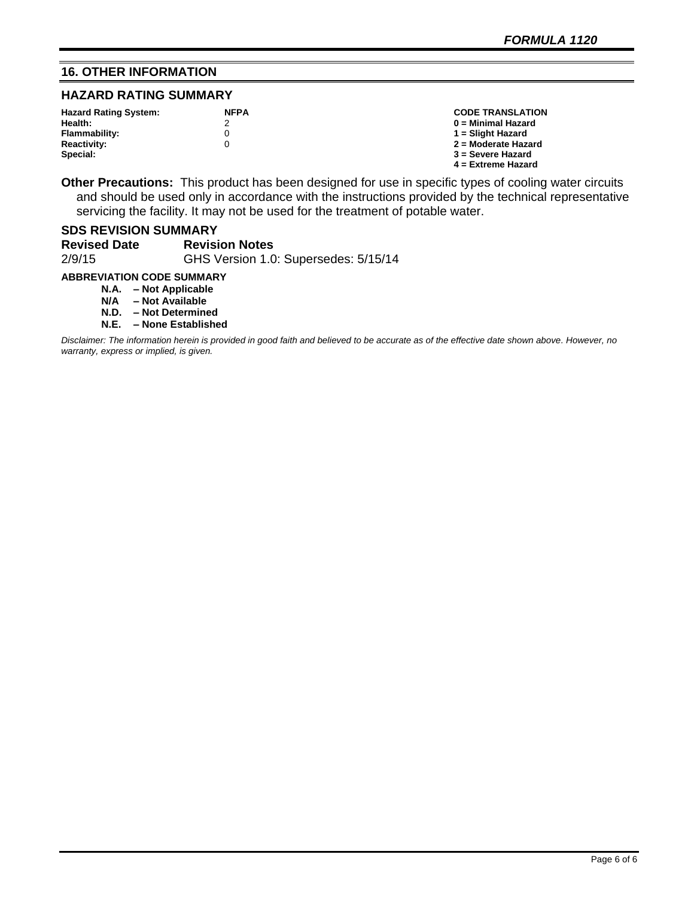## 16. OTHER INFORMATION

### HAZARD RATING SUMMARY

| Hazard Rating System: | NFPA | CODE TRANSLATION |
|---|---|---|
| Health: | 2 | 0 = Minimal Hazard |
| Flammability: | 0 | 1 = Slight Hazard |
| Reactivity: | 0 | 2 = Moderate Hazard |
| Special: | | 3 = Severe Hazard |
| | | 4 = Extreme Hazard |

**Other Precautions:** This product has been designed for use in specific types of cooling water circuits and should be used only in accordance with the instructions provided by the technical representative servicing the facility. It may not be used for the treatment of potable water.

### SDS REVISION SUMMARY

| Revised Date | Revision Notes |
|---|---|
| 2/9/15 | GHS Version 1.0: Supersedes: 5/15/14 |

**ABBREVIATION CODE SUMMARY**

- **N.A. – Not Applicable**
- **N/A – Not Available**
- **N.D. – Not Determined**
- **N.E. – None Established**

*Disclaimer: The information herein is provided in good faith and believed to be accurate as of the effective date shown above. However, no warranty, express or implied, is given.*